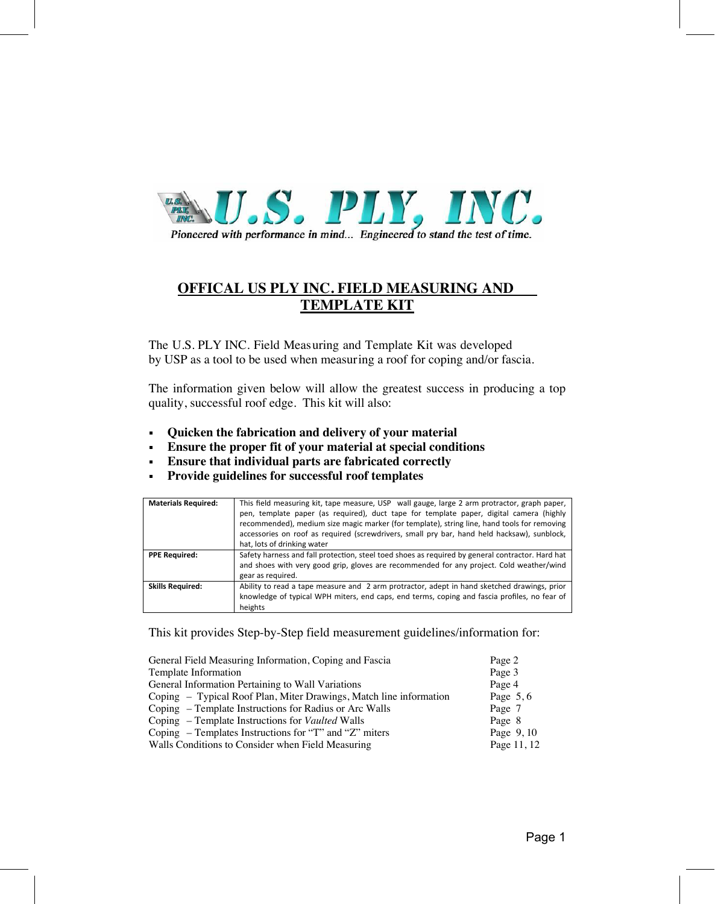U.S. PLY, INC.

*Pioneered with performance in mind... Engineered to stand the test of time.*

# OFFICAL US PLY INC. FIELD MEASURING AND TEMPLATE KIT

The U.S. PLY INC. Field Measuring and Template Kit was developed by USP as a tool to be used when measuring a roof for coping and/or fascia.

The information given below will allow the greatest success in producing a top quality, successful roof edge. This kit will also:

- **Quicken the fabrication and delivery of your material**
- **Ensure the proper fit of your material at special conditions**
- **Ensure that individual parts are fabricated correctly**
- **Provide guidelines for successful roof templates**

| | |
|---|---|
| **Materials Required:** | This field measuring kit, tape measure, USP wall gauge, large 2 arm protractor, graph paper, pen, template paper (as required), duct tape for template paper, digital camera (highly recommended), medium size magic marker (for template), string line, hand tools for removing accessories on roof as required (screwdrivers, small pry bar, hand held hacksaw), sunblock, hat, lots of drinking water |
| **PPE Required:** | Safety harness and fall protection, steel toed shoes as required by general contractor. Hard hat and shoes with very good grip, gloves are recommended for any project. Cold weather/wind gear as required. |
| **Skills Required:** | Ability to read a tape measure and 2 arm protractor, adept in hand sketched drawings, prior knowledge of typical WPH miters, end caps, end terms, coping and fascia profiles, no fear of heights |

This kit provides Step-by-Step field measurement guidelines/information for:

| | |
|---|---|
| General Field Measuring Information, Coping and Fascia | Page 2 |
| Template Information | Page 3 |
| General Information Pertaining to Wall Variations | Page 4 |
| Coping – Typical Roof Plan, Miter Drawings, Match line information | Page 5, 6 |
| Coping – Template Instructions for Radius or Arc Walls | Page 7 |
| Coping – Template Instructions for *Vaulted* Walls | Page 8 |
| Coping – Templates Instructions for "T" and "Z" miters | Page 9, 10 |
| Walls Conditions to Consider when Field Measuring | Page 11, 12 |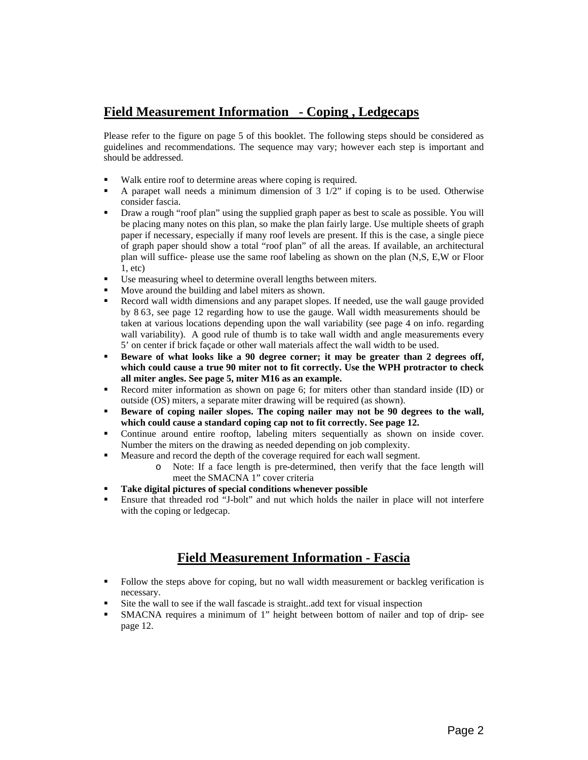## Field Measurement Information - Coping , Ledgecaps

Please refer to the figure on page 5 of this booklet. The following steps should be considered as guidelines and recommendations. The sequence may vary; however each step is important and should be addressed.

- Walk entire roof to determine areas where coping is required.
- A parapet wall needs a minimum dimension of 3 1/2" if coping is to be used. Otherwise consider fascia.
- Draw a rough "roof plan" using the supplied graph paper as best to scale as possible. You will be placing many notes on this plan, so make the plan fairly large. Use multiple sheets of graph paper if necessary, especially if many roof levels are present. If this is the case, a single piece of graph paper should show a total "roof plan" of all the areas. If available, an architectural plan will suffice- please use the same roof labeling as shown on the plan (N,S, E,W or Floor 1, etc)
- Use measuring wheel to determine overall lengths between miters.
- Move around the building and label miters as shown.
- Record wall width dimensions and any parapet slopes. If needed, use the wall gauge provided by 8 63, see page 12 regarding how to use the gauge. Wall width measurements should be taken at various locations depending upon the wall variability (see page 4 on info. regarding wall variability). A good rule of thumb is to take wall width and angle measurements every 5' on center if brick façade or other wall materials affect the wall width to be used.
- **Beware of what looks like a 90 degree corner; it may be greater than 2 degrees off, which could cause a true 90 miter not to fit correctly. Use the WPH protractor to check all miter angles. See page 5, miter M16 as an example.**
- Record miter information as shown on page 6; for miters other than standard inside (ID) or outside (OS) miters, a separate miter drawing will be required (as shown).
- **Beware of coping nailer slopes. The coping nailer may not be 90 degrees to the wall, which could cause a standard coping cap not to fit correctly. See page 12.**
- Continue around entire rooftop, labeling miters sequentially as shown on inside cover. Number the miters on the drawing as needed depending on job complexity.
- Measure and record the depth of the coverage required for each wall segment.
  - Note: If a face length is pre-determined, then verify that the face length will meet the SMACNA 1" cover criteria
- **Take digital pictures of special conditions whenever possible**
- Ensure that threaded rod "J-bolt" and nut which holds the nailer in place will not interfere with the coping or ledgecap.

## Field Measurement Information - Fascia

- Follow the steps above for coping, but no wall width measurement or backleg verification is necessary.
- Site the wall to see if the wall fascade is straight..add text for visual inspection
- SMACNA requires a minimum of 1" height between bottom of nailer and top of drip- see page 12.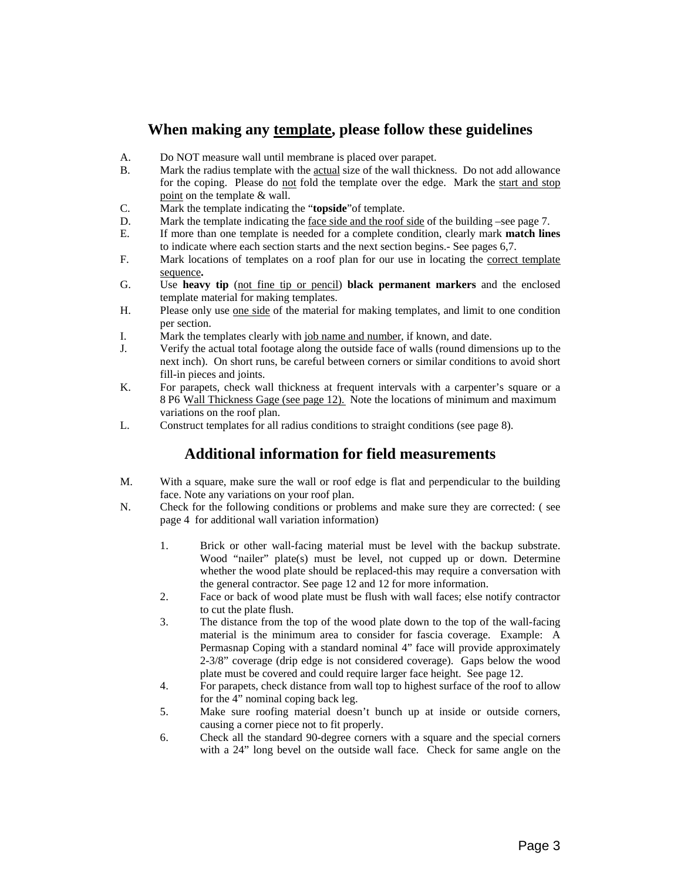## When making any <u>template</u>, please follow these guidelines

A. Do NOT measure wall until membrane is placed over parapet.

B. Mark the radius template with the <u>actual</u> size of the wall thickness. Do not add allowance for the coping. Please do <u>not</u> fold the template over the edge. Mark the <u>start and stop point</u> on the template & wall.

C. Mark the template indicating the "**topside**"of template.

D. Mark the template indicating the <u>face side and the roof side</u> of the building –see page 7.

E. If more than one template is needed for a complete condition, clearly mark **match lines** to indicate where each section starts and the next section begins.- See pages 6,7.

F. Mark locations of templates on a roof plan for our use in locating the <u>correct template sequence</u>**.**

G. Use **heavy tip** (<u>not fine tip or pencil</u>) **black permanent markers** and the enclosed template material for making templates.

H. Please only use <u>one side</u> of the material for making templates, and limit to one condition per section.

I. Mark the templates clearly with <u>job name and number</u>, if known, and date.

J. Verify the actual total footage along the outside face of walls (round dimensions up to the next inch). On short runs, be careful between corners or similar conditions to avoid short fill-in pieces and joints.

K. For parapets, check wall thickness at frequent intervals with a carpenter's square or a 8 P6 <u>Wall Thickness Gage (see page 12).</u> Note the locations of minimum and maximum variations on the roof plan.

L. Construct templates for all radius conditions to straight conditions (see page 8).

## Additional information for field measurements

M. With a square, make sure the wall or roof edge is flat and perpendicular to the building face. Note any variations on your roof plan.

N. Check for the following conditions or problems and make sure they are corrected: ( see page 4 for additional wall variation information)

   1. Brick or other wall-facing material must be level with the backup substrate. Wood "nailer" plate(s) must be level, not cupped up or down. Determine whether the wood plate should be replaced-this may require a conversation with the general contractor. See page 12 and 12 for more information.
   2. Face or back of wood plate must be flush with wall faces; else notify contractor to cut the plate flush.
   3. The distance from the top of the wood plate down to the top of the wall-facing material is the minimum area to consider for fascia coverage. Example: A Permasnap Coping with a standard nominal 4" face will provide approximately 2-3/8" coverage (drip edge is not considered coverage). Gaps below the wood plate must be covered and could require larger face height. See page 12.
   4. For parapets, check distance from wall top to highest surface of the roof to allow for the 4" nominal coping back leg.
   5. Make sure roofing material doesn't bunch up at inside or outside corners, causing a corner piece not to fit properly.
   6. Check all the standard 90-degree corners with a square and the special corners with a 24" long bevel on the outside wall face. Check for same angle on the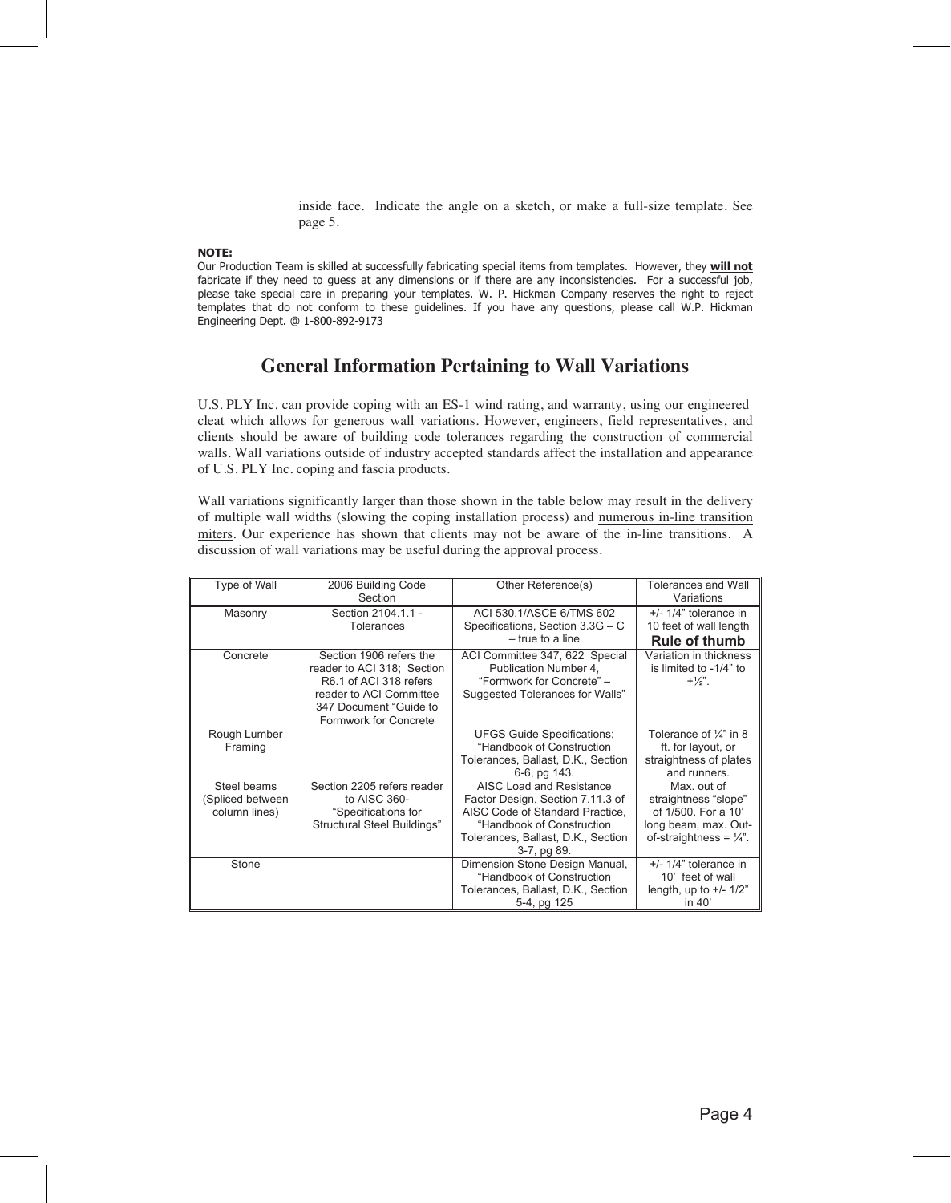inside face. Indicate the angle on a sketch, or make a full-size template. See page 5.

**NOTE:**
Our Production Team is skilled at successfully fabricating special items from templates. However, they **will not** fabricate if they need to guess at any dimensions or if there are any inconsistencies. For a successful job, please take special care in preparing your templates. W. P. Hickman Company reserves the right to reject templates that do not conform to these guidelines. If you have any questions, please call W.P. Hickman Engineering Dept. @ 1-800-892-9173

## General Information Pertaining to Wall Variations

U.S. PLY Inc. can provide coping with an ES-1 wind rating, and warranty, using our engineered cleat which allows for generous wall variations. However, engineers, field representatives, and clients should be aware of building code tolerances regarding the construction of commercial walls. Wall variations outside of industry accepted standards affect the installation and appearance of U.S. PLY Inc. coping and fascia products.

Wall variations significantly larger than those shown in the table below may result in the delivery of multiple wall widths (slowing the coping installation process) and numerous in-line transition miters. Our experience has shown that clients may not be aware of the in-line transitions. A discussion of wall variations may be useful during the approval process.

| Type of Wall | 2006 Building Code Section | Other Reference(s) | Tolerances and Wall Variations |
|---|---|---|---|
| Masonry | Section 2104.1.1 - Tolerances | ACI 530.1/ASCE 6/TMS 602 Specifications, Section 3.3G – C – true to a line | +/- 1/4" tolerance in 10 feet of wall length **Rule of thumb** |
| Concrete | Section 1906 refers the reader to ACI 318; Section R6.1 of ACI 318 refers reader to ACI Committee 347 Document "Guide to Formwork for Concrete | ACI Committee 347, 622 Special Publication Number 4, "Formwork for Concrete" – Suggested Tolerances for Walls" | Variation in thickness is limited to -1/4" to +½". |
| Rough Lumber Framing | | UFGS Guide Specifications; "Handbook of Construction Tolerances, Ballast, D.K., Section 6-6, pg 143. | Tolerance of ¼" in 8 ft. for layout, or straightness of plates and runners. |
| Steel beams (Spliced between column lines) | Section 2205 refers reader to AISC 360- "Specifications for Structural Steel Buildings" | AISC Load and Resistance Factor Design, Section 7.11.3 of AISC Code of Standard Practice, "Handbook of Construction Tolerances, Ballast, D.K., Section 3-7, pg 89. | Max. out of straightness "slope" of 1/500. For a 10' long beam, max. Out-of-straightness = ¼". |
| Stone | | Dimension Stone Design Manual, "Handbook of Construction Tolerances, Ballast, D.K., Section 5-4, pg 125 | +/- 1/4" tolerance in 10' feet of wall length, up to +/- 1/2" in 40' |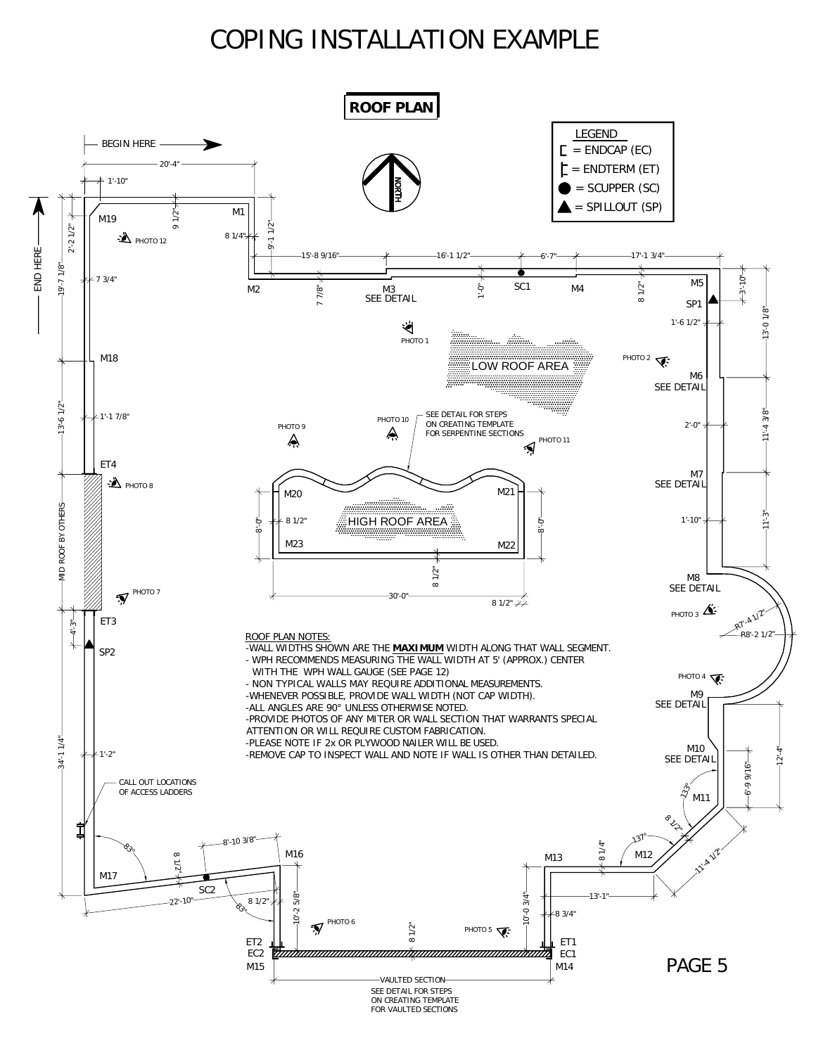# COPING INSTALLATION EXAMPLE

## ROOF PLAN

BEGIN HERE →

END HERE

LEGEND
- [ = ENDCAP (EC)
- ⊏ = ENDTERM (ET)
- ● = SCUPPER (SC)
- ▲ = SPILLOUT (SP)

NORTH

20'-4" | 1'-10" | 9 1/2" | M1 | M19 | 8 1/4" | 9'-1 1/2" | 2'-2 1/2" | PHOTO 12 | 15'-8 9/16" | 16'-1 1/2" | 6'-7" | 17'-1 3/4" | 19'-7 1/8" | 7 3/4" | M2 | 7 7/8" | M3 SEE DETAIL | 1'-0" | SC1 | M4 | 8 1/2" | M5 | 3'-10" | SP1 | 1'-6 1/2" | 13'-0 1/8"

PHOTO 1 | LOW ROOF AREA | PHOTO 2 | M18 | M6 SEE DETAIL

13'-6 1/2" | 1'-1 7/8" | PHOTO 9 | PHOTO 10 | SEE DETAIL FOR STEPS ON CREATING TEMPLATE FOR SERPENTINE SECTIONS | PHOTO 11 | 2'-0" | 11'-4 3/8"

ET4 | PHOTO 8 | M7 SEE DETAIL | M20 | M21 | 8'-0" | 8 1/2" | HIGH ROOF AREA | 8'-0" | 1'-10" | 11'-3" | M23 | M22 | MID ROOF BY OTHERS | 8 1/2" | M8 SEE DETAIL | PHOTO 7 | 30'-0" | 8 1/2" | ET3 | 4'-3" | PHOTO 3 | R7'-4 1/2" | R8'-2 1/2" | SP2

ROOF PLAN NOTES:
- WALL WIDTHS SHOWN ARE THE **MAXIMUM** WIDTH ALONG THAT WALL SEGMENT.
- WPH RECOMMENDS MEASURING THE WALL WIDTH AT 5' (APPROX.) CENTER WITH THE WPH WALL GAUGE (SEE PAGE 12)
- NON TYPICAL WALLS MAY REQUIRE ADDITIONAL MEASUREMENTS.
- WHENEVER POSSIBLE, PROVIDE WALL WIDTH (NOT CAP WIDTH).
- ALL ANGLES ARE 90° UNLESS OTHERWISE NOTED.
- PROVIDE PHOTOS OF ANY MITER OR WALL SECTION THAT WARRANTS SPECIAL ATTENTION OR WILL REQUIRE CUSTOM FABRICATION.
- PLEASE NOTE IF 2x OR PLYWOOD NAILER WILL BE USED.
- REMOVE CAP TO INSPECT WALL AND NOTE IF WALL IS OTHER THAN DETAILED.

PHOTO 4 | M9 SEE DETAIL | 34'-1 1/4" | 1'-2" | M10 SEE DETAIL | 12'-4" | 6'-9 9/16" | CALL OUT LOCATIONS OF ACCESS LADDERS | 133° | M11 | 8 1/2" | 83° | 8'-10 3/8" | 137° | 8 1/4" | M12 | 11'-4 1/2" | M16 | M13 | 8 1/2" | M17 | SC2 | 22'-10" | 83° | 8 1/2" | 10'-2 5/8" | 10'-0 3/4" | 13'-1" | 8 3/4" | PHOTO 6 | 8 1/2" | PHOTO 5 | ET2 | EC2 | M15 | ET1 | EC1 | M14

VAULTED SECTION
SEE DETAIL FOR STEPS ON CREATING TEMPLATE FOR VAULTED SECTIONS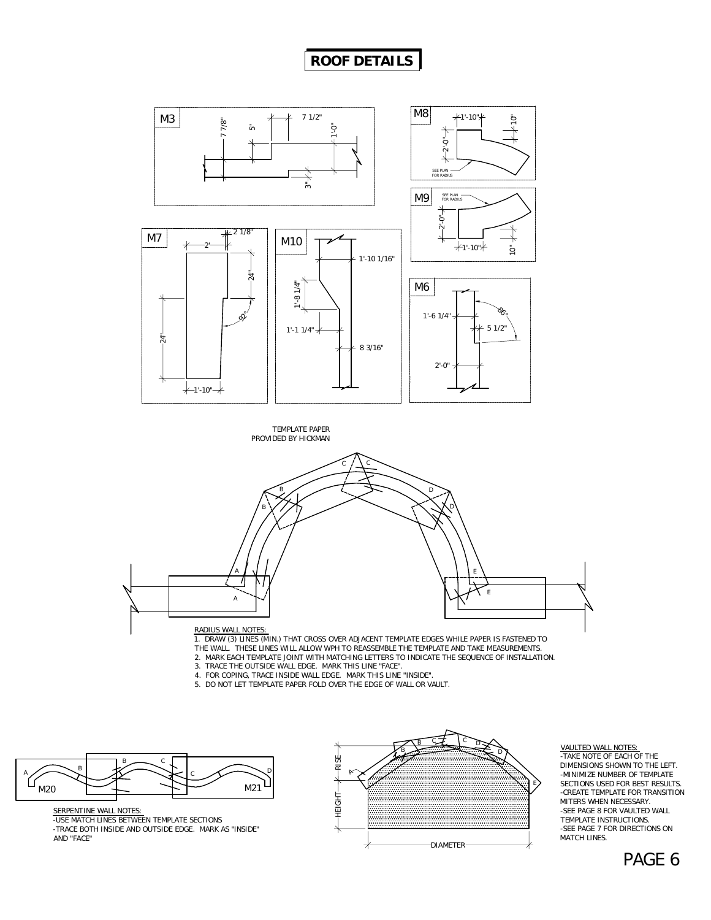# ROOF DETAILS

M3

7 1/2"
7 7/8"
5"
1'-0"
3"

M8

1'-10"
10"
2'-0"
SEE PLAN FOR RADIUS

M9

SEE PLAN FOR RADIUS
2'-0"
1'-10"
10"

M7

2 1/8"
2'
24"
92°
24"
1'-10"

M10

1'-10 1/16"
1'-8 1/4"
1'-1 1/4"
8 3/16"

M6

86°
1'-6 1/4"
5 1/2"
2'-0"

TEMPLATE PAPER PROVIDED BY HICKMAN

RADIUS WALL NOTES:

1. DRAW (3) LINES (MIN.) THAT CROSS OVER ADJACENT TEMPLATE EDGES WHILE PAPER IS FASTENED TO THE WALL. THESE LINES WILL ALLOW WPH TO REASSEMBLE THE TEMPLATE AND TAKE MEASUREMENTS.
2. MARK EACH TEMPLATE JOINT WITH MATCHING LETTERS TO INDICATE THE SEQUENCE OF INSTALLATION.
3. TRACE THE OUTSIDE WALL EDGE. MARK THIS LINE "FACE".
4. FOR COPING, TRACE INSIDE WALL EDGE. MARK THIS LINE "INSIDE".
5. DO NOT LET TEMPLATE PAPER FOLD OVER THE EDGE OF WALL OR VAULT.

M20 M21

SERPENTINE WALL NOTES:
- USE MATCH LINES BETWEEN TEMPLATE SECTIONS
- TRACE BOTH INSIDE AND OUTSIDE EDGE. MARK AS "INSIDE" AND "FACE"

RISE
HEIGHT
DIAMETER

VAULTED WALL NOTES:
- TAKE NOTE OF EACH OF THE DIMENSIONS SHOWN TO THE LEFT.
- MINIMIZE NUMBER OF TEMPLATE SECTIONS USED FOR BEST RESULTS.
- CREATE TEMPLATE FOR TRANSITION MITERS WHEN NECESSARY.
- SEE PAGE 8 FOR VAULTED WALL TEMPLATE INSTRUCTIONS.
- SEE PAGE 7 FOR DIRECTIONS ON MATCH LINES.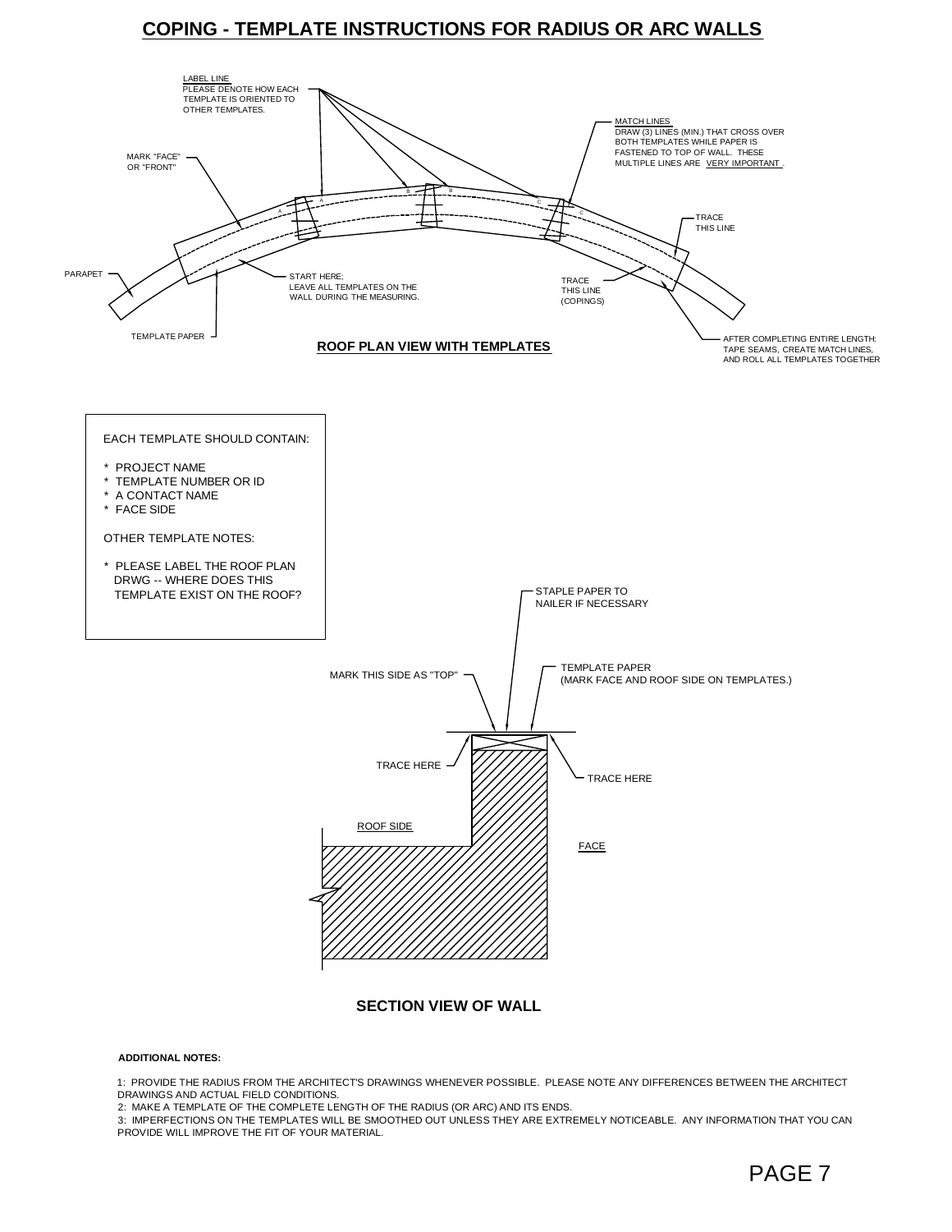# COPING - TEMPLATE INSTRUCTIONS FOR RADIUS OR ARC WALLS

LABEL LINE
PLEASE DENOTE HOW EACH TEMPLATE IS ORIENTED TO OTHER TEMPLATES.

MARK "FACE" OR "FRONT"

MATCH LINES
DRAW (3) LINES (MIN.) THAT CROSS OVER BOTH TEMPLATES WHILE PAPER IS FASTENED TO TOP OF WALL. THESE MULTIPLE LINES ARE VERY IMPORTANT.

TRACE THIS LINE

PARAPET

START HERE;
LEAVE ALL TEMPLATES ON THE WALL DURING THE MEASURING.

TRACE THIS LINE (COPINGS)

TEMPLATE PAPER

**ROOF PLAN VIEW WITH TEMPLATES**

AFTER COMPLETING ENTIRE LENGTH: TAPE SEAMS, CREATE MATCH LINES, AND ROLL ALL TEMPLATES TOGETHER

EACH TEMPLATE SHOULD CONTAIN:

* PROJECT NAME
* TEMPLATE NUMBER OR ID
* A CONTACT NAME
* FACE SIDE

OTHER TEMPLATE NOTES:

* PLEASE LABEL THE ROOF PLAN DRWG -- WHERE DOES THIS TEMPLATE EXIST ON THE ROOF?

STAPLE PAPER TO NAILER IF NECESSARY

MARK THIS SIDE AS "TOP"

TEMPLATE PAPER
(MARK FACE AND ROOF SIDE ON TEMPLATES.)

TRACE HERE

TRACE HERE

ROOF SIDE

FACE

**SECTION VIEW OF WALL**

**ADDITIONAL NOTES:**

1: PROVIDE THE RADIUS FROM THE ARCHITECT'S DRAWINGS WHENEVER POSSIBLE. PLEASE NOTE ANY DIFFERENCES BETWEEN THE ARCHITECT DRAWINGS AND ACTUAL FIELD CONDITIONS.

2: MAKE A TEMPLATE OF THE COMPLETE LENGTH OF THE RADIUS (OR ARC) AND ITS ENDS.

3: IMPERFECTIONS ON THE TEMPLATES WILL BE SMOOTHED OUT UNLESS THEY ARE EXTREMELY NOTICEABLE. ANY INFORMATION THAT YOU CAN PROVIDE WILL IMPROVE THE FIT OF YOUR MATERIAL.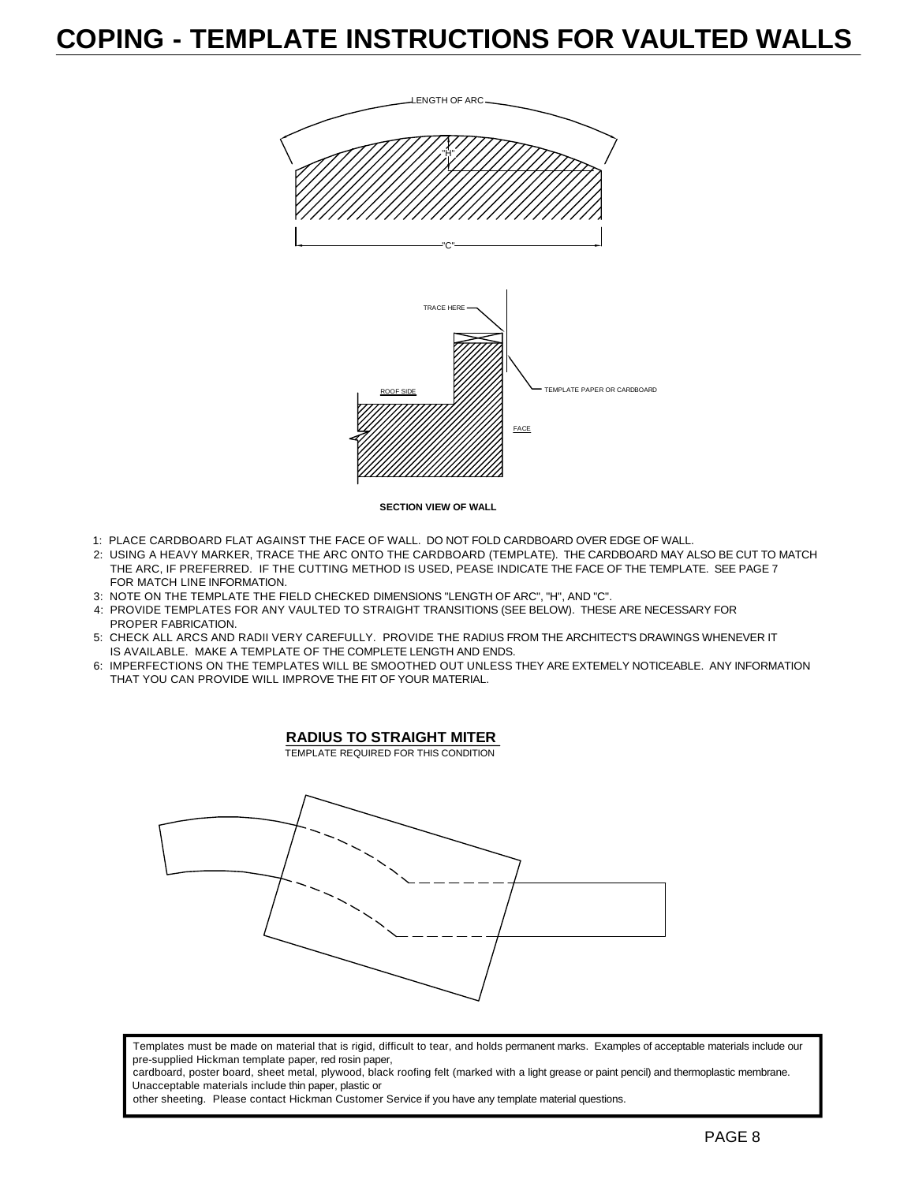# COPING - TEMPLATE INSTRUCTIONS FOR VAULTED WALLS

LENGTH OF ARC

"H"

"C"

TRACE HERE

TEMPLATE PAPER OR CARDBOARD

ROOF SIDE

FACE

**SECTION VIEW OF WALL**

1: PLACE CARDBOARD FLAT AGAINST THE FACE OF WALL. DO NOT FOLD CARDBOARD OVER EDGE OF WALL.
2: USING A HEAVY MARKER, TRACE THE ARC ONTO THE CARDBOARD (TEMPLATE). THE CARDBOARD MAY ALSO BE CUT TO MATCH THE ARC, IF PREFERRED. IF THE CUTTING METHOD IS USED, PEASE INDICATE THE FACE OF THE TEMPLATE. SEE PAGE 7 FOR MATCH LINE INFORMATION.
3: NOTE ON THE TEMPLATE THE FIELD CHECKED DIMENSIONS "LENGTH OF ARC", "H", AND "C".
4: PROVIDE TEMPLATES FOR ANY VAULTED TO STRAIGHT TRANSITIONS (SEE BELOW). THESE ARE NECESSARY FOR PROPER FABRICATION.
5: CHECK ALL ARCS AND RADII VERY CAREFULLY. PROVIDE THE RADIUS FROM THE ARCHITECT'S DRAWINGS WHENEVER IT IS AVAILABLE. MAKE A TEMPLATE OF THE COMPLETE LENGTH AND ENDS.
6: IMPERFECTIONS ON THE TEMPLATES WILL BE SMOOTHED OUT UNLESS THEY ARE EXTEMELY NOTICEABLE. ANY INFORMATION THAT YOU CAN PROVIDE WILL IMPROVE THE FIT OF YOUR MATERIAL.

## RADIUS TO STRAIGHT MITER

TEMPLATE REQUIRED FOR THIS CONDITION

Templates must be made on material that is rigid, difficult to tear, and holds permanent marks. Examples of acceptable materials include our pre-supplied Hickman template paper, red rosin paper, cardboard, poster board, sheet metal, plywood, black roofing felt (marked with a light grease or paint pencil) and thermoplastic membrane. Unacceptable materials include thin paper, plastic or other sheeting. Please contact Hickman Customer Service if you have any template material questions.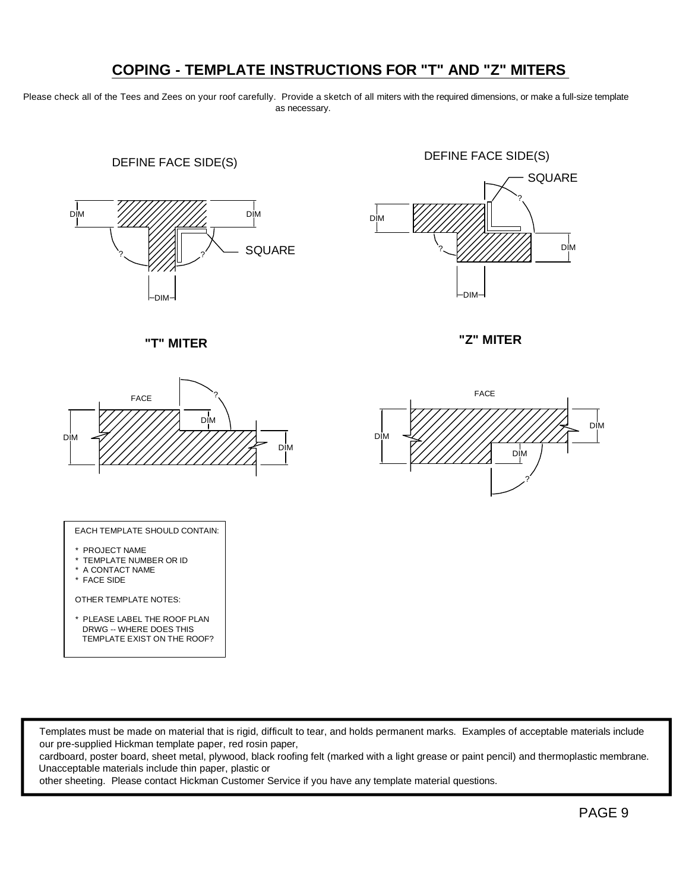# COPING - TEMPLATE INSTRUCTIONS FOR "T" AND "Z" MITERS

Please check all of the Tees and Zees on your roof carefully. Provide a sketch of all miters with the required dimensions, or make a full-size template as necessary.

DEFINE FACE SIDE(S)

DIM DIM

? ? SQUARE

DIM

**"T" MITER**

DEFINE FACE SIDE(S)

SQUARE

?

DIM

? DIM

DIM

**"Z" MITER**

FACE ?

DIM

DIM DIM

FACE

DIM

DIM DIM

?

EACH TEMPLATE SHOULD CONTAIN:

* PROJECT NAME
* TEMPLATE NUMBER OR ID
* A CONTACT NAME
* FACE SIDE

OTHER TEMPLATE NOTES:

* PLEASE LABEL THE ROOF PLAN DRWG -- WHERE DOES THIS TEMPLATE EXIST ON THE ROOF?

Templates must be made on material that is rigid, difficult to tear, and holds permanent marks. Examples of acceptable materials include our pre-supplied Hickman template paper, red rosin paper, cardboard, poster board, sheet metal, plywood, black roofing felt (marked with a light grease or paint pencil) and thermoplastic membrane. Unacceptable materials include thin paper, plastic or other sheeting. Please contact Hickman Customer Service if you have any template material questions.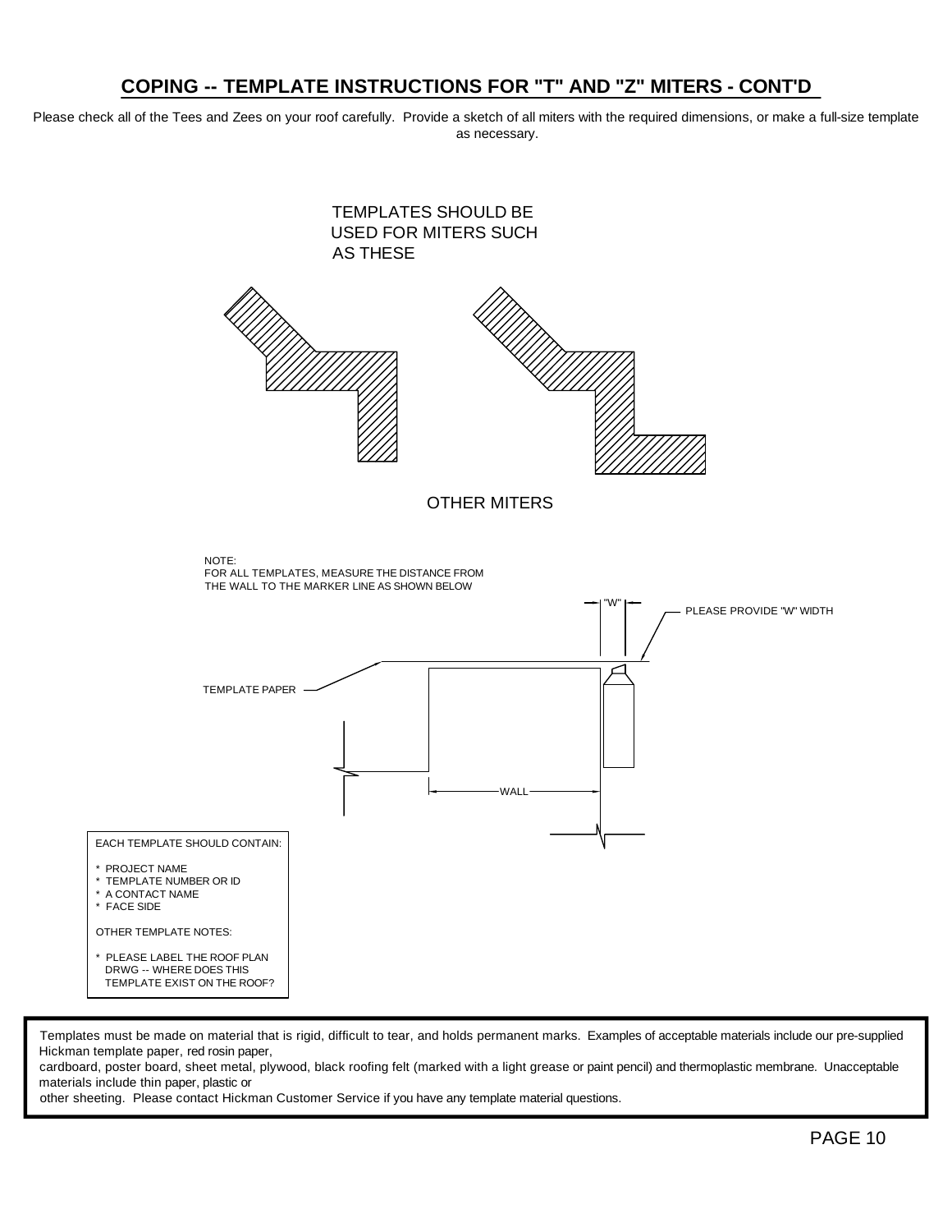## COPING -- TEMPLATE INSTRUCTIONS FOR "T" AND "Z" MITERS - CONT'D

Please check all of the Tees and Zees on your roof carefully. Provide a sketch of all miters with the required dimensions, or make a full-size template as necessary.

TEMPLATES SHOULD BE USED FOR MITERS SUCH AS THESE

OTHER MITERS

NOTE:
FOR ALL TEMPLATES, MEASURE THE DISTANCE FROM THE WALL TO THE MARKER LINE AS SHOWN BELOW

"W"

PLEASE PROVIDE "W" WIDTH

TEMPLATE PAPER

WALL

EACH TEMPLATE SHOULD CONTAIN:

* PROJECT NAME
* TEMPLATE NUMBER OR ID
* A CONTACT NAME
* FACE SIDE

OTHER TEMPLATE NOTES:

* PLEASE LABEL THE ROOF PLAN DRWG -- WHERE DOES THIS TEMPLATE EXIST ON THE ROOF?

Templates must be made on material that is rigid, difficult to tear, and holds permanent marks. Examples of acceptable materials include our pre-supplied Hickman template paper, red rosin paper, cardboard, poster board, sheet metal, plywood, black roofing felt (marked with a light grease or paint pencil) and thermoplastic membrane. Unacceptable materials include thin paper, plastic or other sheeting. Please contact Hickman Customer Service if you have any template material questions.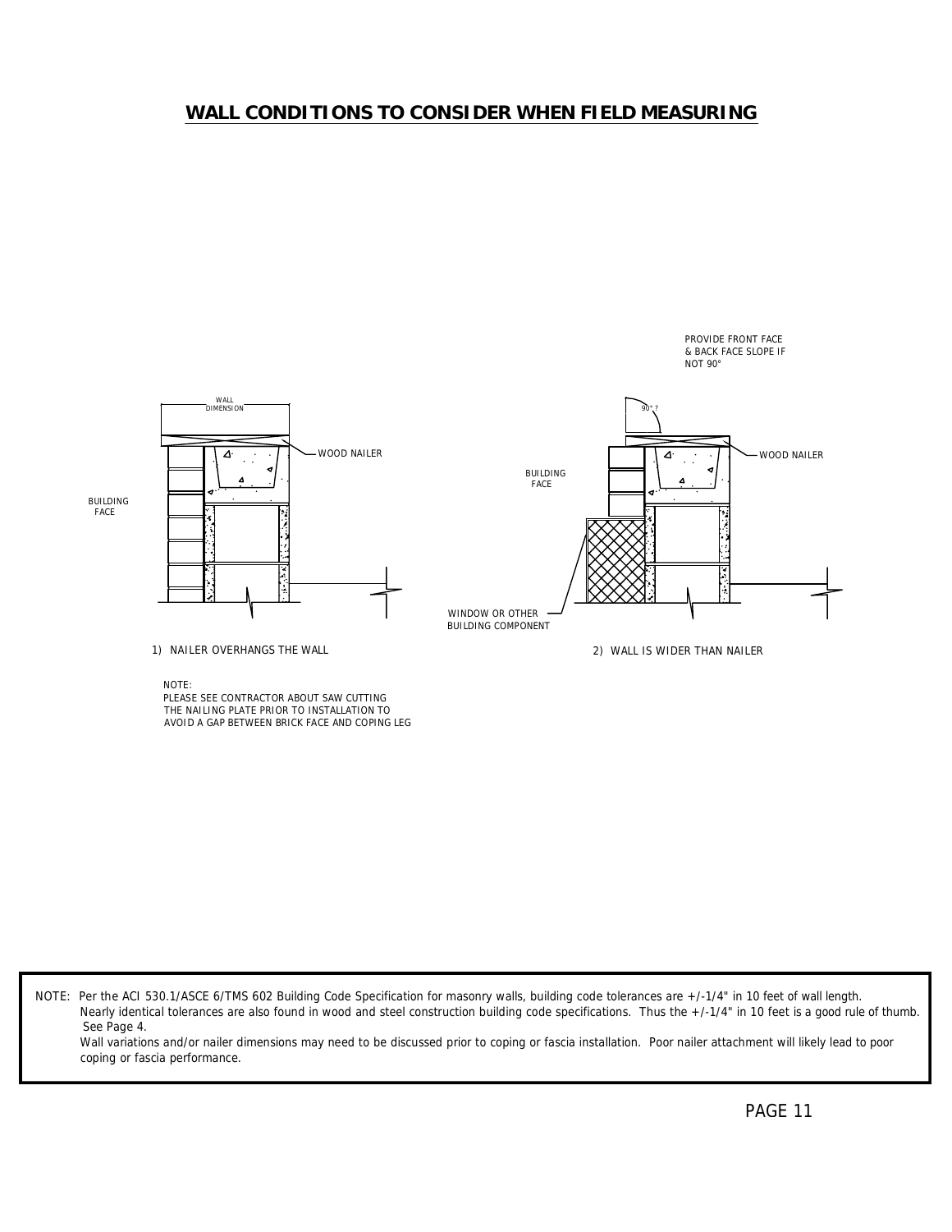# WALL CONDITIONS TO CONSIDER WHEN FIELD MEASURING

PROVIDE FRONT FACE & BACK FACE SLOPE IF NOT 90°

WALL DIMENSION

WOOD NAILER

BUILDING FACE

90° ?

WOOD NAILER

BUILDING FACE

WINDOW OR OTHER BUILDING COMPONENT

1) NAILER OVERHANGS THE WALL

2) WALL IS WIDER THAN NAILER

NOTE:
PLEASE SEE CONTRACTOR ABOUT SAW CUTTING THE NAILING PLATE PRIOR TO INSTALLATION TO AVOID A GAP BETWEEN BRICK FACE AND COPING LEG

NOTE: Per the ACI 530.1/ASCE 6/TMS 602 Building Code Specification for masonry walls, building code tolerances are +/-1/4" in 10 feet of wall length. Nearly identical tolerances are also found in wood and steel construction building code specifications. Thus the +/-1/4" in 10 feet is a good rule of thumb. See Page 4.
Wall variations and/or nailer dimensions may need to be discussed prior to coping or fascia installation. Poor nailer attachment will likely lead to poor coping or fascia performance.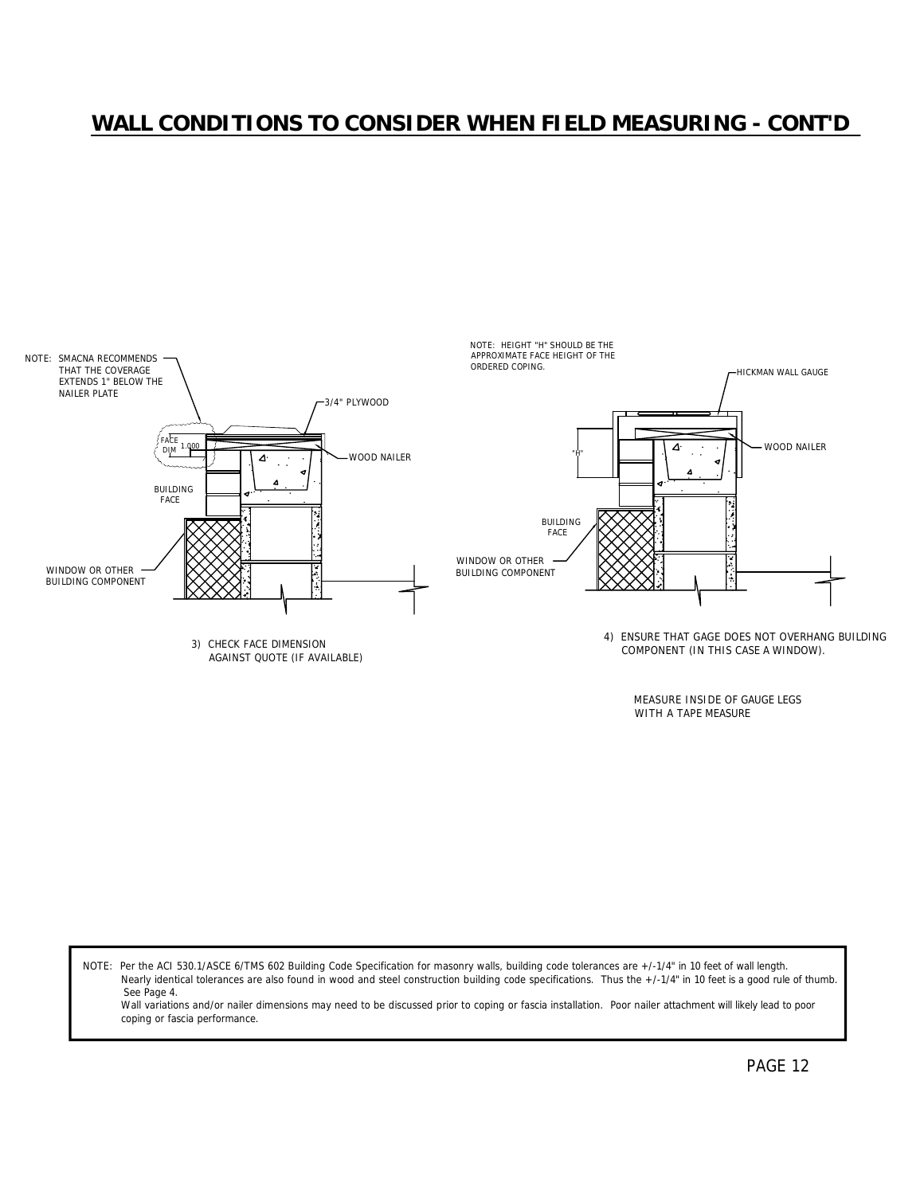# WALL CONDITIONS TO CONSIDER WHEN FIELD MEASURING - CONT'D

NOTE: SMACNA RECOMMENDS THAT THE COVERAGE EXTENDS 1" BELOW THE NAILER PLATE

3/4" PLYWOOD

FACE DIM 1.000

WOOD NAILER

BUILDING FACE

WINDOW OR OTHER BUILDING COMPONENT

3) CHECK FACE DIMENSION AGAINST QUOTE (IF AVAILABLE)

NOTE: HEIGHT "H" SHOULD BE THE APPROXIMATE FACE HEIGHT OF THE ORDERED COPING.

HICKMAN WALL GAUGE

"H"

WOOD NAILER

BUILDING FACE

WINDOW OR OTHER BUILDING COMPONENT

4) ENSURE THAT GAGE DOES NOT OVERHANG BUILDING COMPONENT (IN THIS CASE A WINDOW).

MEASURE INSIDE OF GAUGE LEGS WITH A TAPE MEASURE

NOTE: Per the ACI 530.1/ASCE 6/TMS 602 Building Code Specification for masonry walls, building code tolerances are +/-1/4" in 10 feet of wall length. Nearly identical tolerances are also found in wood and steel construction building code specifications. Thus the +/-1/4" in 10 feet is a good rule of thumb. See Page 4.
Wall variations and/or nailer dimensions may need to be discussed prior to coping or fascia installation. Poor nailer attachment will likely lead to poor coping or fascia performance.